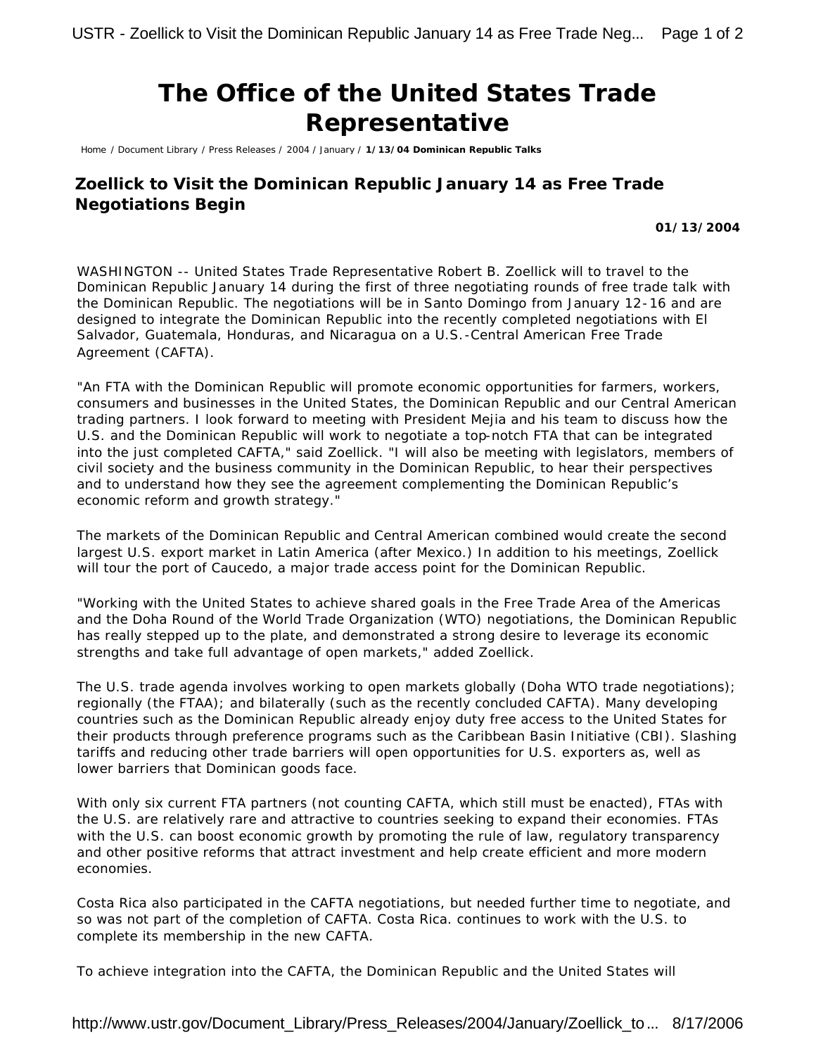# The Office of the United States Trade Representative

Home / Document Library / Press Releases / 2004 / January / **1/13/04 Dominican Republic Talks**

## Zoellick to Visit the Dominican Republic January 14 as Free Trade Negotiations Begin

**01/13/2004**

WASHINGTON -- United States Trade Representative Robert B. Zoellick will to travel to the Dominican Republic January 14 during the first of three negotiating rounds of free trade talk with the Dominican Republic. The negotiations will be in Santo Domingo from January 12-16 and are designed to integrate the Dominican Republic into the recently completed negotiations with El Salvador, Guatemala, Honduras, and Nicaragua on a U.S.-Central American Free Trade Agreement (CAFTA).

"An FTA with the Dominican Republic will promote economic opportunities for farmers, workers, consumers and businesses in the United States, the Dominican Republic and our Central American trading partners. I look forward to meeting with President Mejia and his team to discuss how the U.S. and the Dominican Republic will work to negotiate a top-notch FTA that can be integrated into the just completed CAFTA," said Zoellick. "I will also be meeting with legislators, members of civil society and the business community in the Dominican Republic, to hear their perspectives and to understand how they see the agreement complementing the Dominican Republic's economic reform and growth strategy."

The markets of the Dominican Republic and Central American combined would create the second largest U.S. export market in Latin America (after Mexico.) In addition to his meetings, Zoellick will tour the port of Caucedo, a major trade access point for the Dominican Republic.

"Working with the United States to achieve shared goals in the Free Trade Area of the Americas and the Doha Round of the World Trade Organization (WTO) negotiations, the Dominican Republic has really stepped up to the plate, and demonstrated a strong desire to leverage its economic strengths and take full advantage of open markets," added Zoellick.

The U.S. trade agenda involves working to open markets globally (Doha WTO trade negotiations); regionally (the FTAA); and bilaterally (such as the recently concluded CAFTA). Many developing countries such as the Dominican Republic already enjoy duty free access to the United States for their products through preference programs such as the Caribbean Basin Initiative (CBI). Slashing tariffs and reducing other trade barriers will open opportunities for U.S. exporters as, well as lower barriers that Dominican goods face.

With only six current FTA partners (not counting CAFTA, which still must be enacted), FTAs with the U.S. are relatively rare and attractive to countries seeking to expand their economies. FTAs with the U.S. can boost economic growth by promoting the rule of law, regulatory transparency and other positive reforms that attract investment and help create efficient and more modern economies.

Costa Rica also participated in the CAFTA negotiations, but needed further time to negotiate, and so was not part of the completion of CAFTA. Costa Rica. continues to work with the U.S. to complete its membership in the new CAFTA.

To achieve integration into the CAFTA, the Dominican Republic and the United States will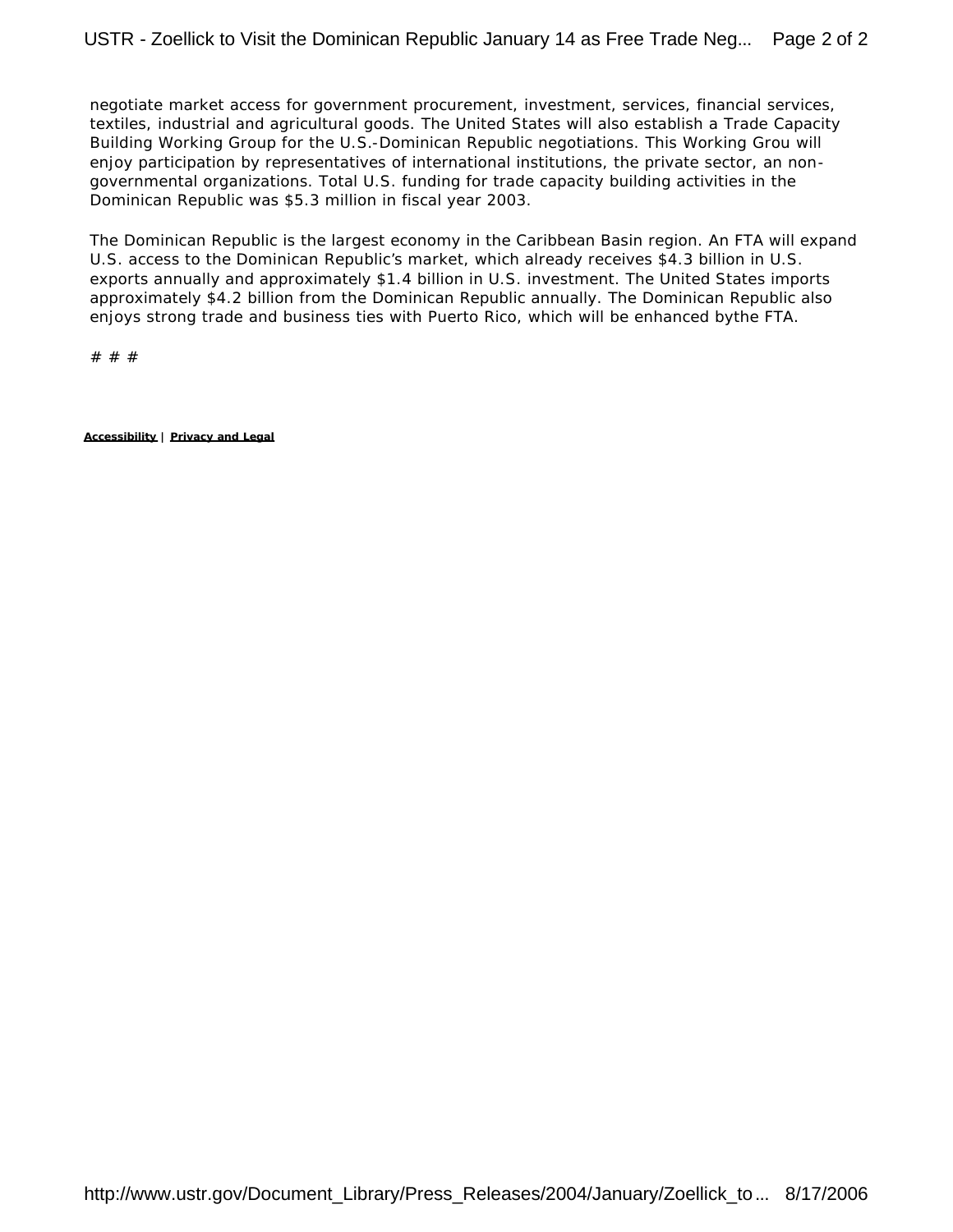negotiate market access for government procurement, investment, services, financial services, textiles, industrial and agricultural goods. The United States will also establish a Trade Capacity Building Working Group for the U.S.-Dominican Republic negotiations. This Working Grou will enjoy participation by representatives of international institutions, the private sector, an non-governmental organizations. Total U.S. funding for trade capacity building activities in the Dominican Republic was $5.3 million in fiscal year 2003.

The Dominican Republic is the largest economy in the Caribbean Basin region. An FTA will expand U.S. access to the Dominican Republic's market, which already receives $4.3 billion in U.S. exports annually and approximately $1.4 billion in U.S. investment. The United States imports approximately $4.2 billion from the Dominican Republic annually. The Dominican Republic also enjoys strong trade and business ties with Puerto Rico, which will be enhanced bythe FTA.

# # #

**Accessibility** | **Privacy and Legal**